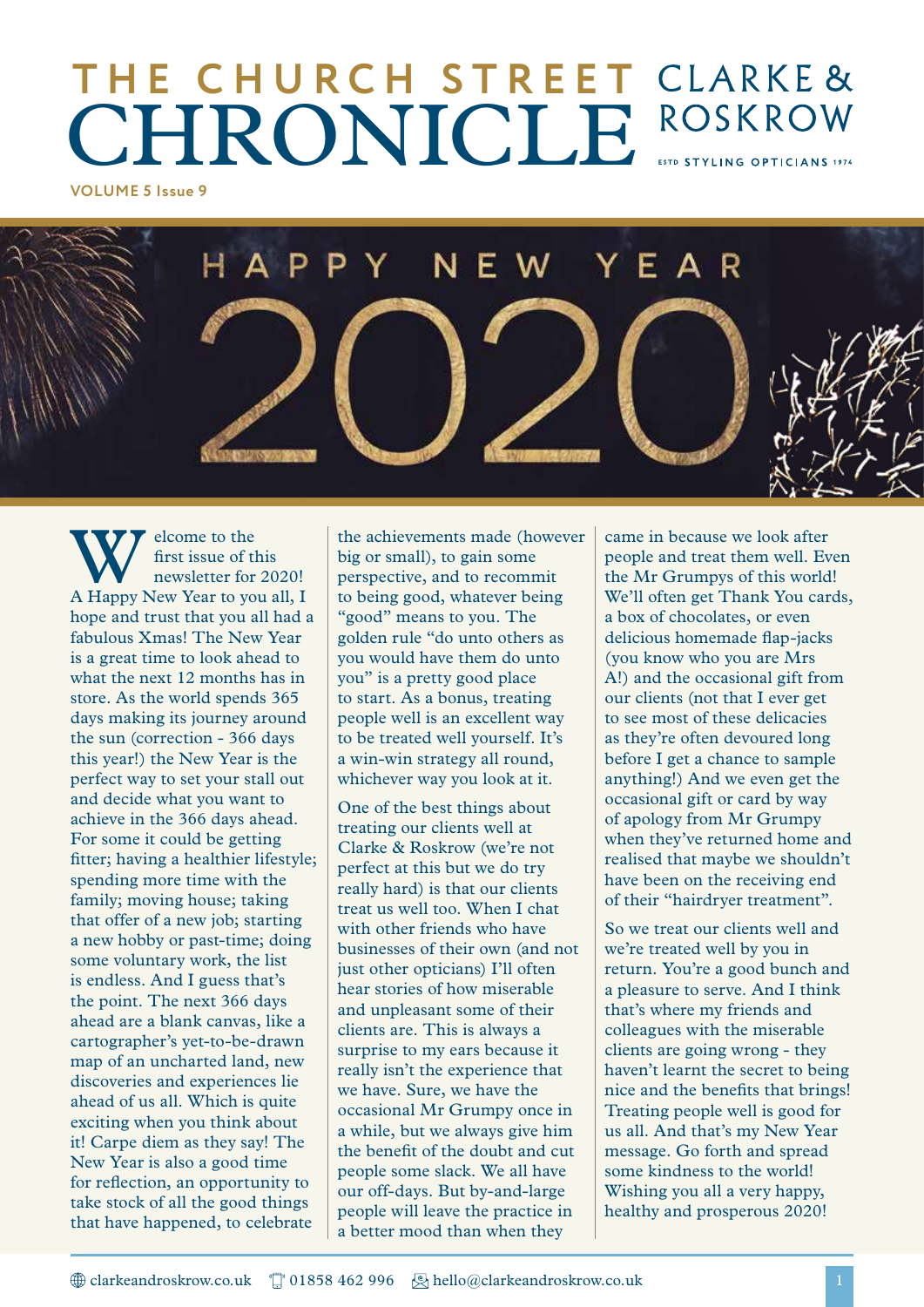# THE CHURCH STREET CHRONICLE

CLARKE & ROSKROW
ESTD STYLING OPTICIANS 1974

VOLUME 5 Issue 9

## HAPPY NEW YEAR 2020

Welcome to the first issue of this newsletter for 2020! A Happy New Year to you all, I hope and trust that you all had a fabulous Xmas! The New Year is a great time to look ahead to what the next 12 months has in store. As the world spends 365 days making its journey around the sun (correction - 366 days this year!) the New Year is the perfect way to set your stall out and decide what you want to achieve in the 366 days ahead. For some it could be getting fitter; having a healthier lifestyle; spending more time with the family; moving house; taking that offer of a new job; starting a new hobby or past-time; doing some voluntary work, the list is endless. And I guess that's the point. The next 366 days ahead are a blank canvas, like a cartographer's yet-to-be-drawn map of an uncharted land, new discoveries and experiences lie ahead of us all. Which is quite exciting when you think about it! Carpe diem as they say! The New Year is also a good time for reflection, an opportunity to take stock of all the good things that have happened, to celebrate the achievements made (however big or small), to gain some perspective, and to recommit to being good, whatever being "good" means to you. The golden rule "do unto others as you would have them do unto you" is a pretty good place to start. As a bonus, treating people well is an excellent way to be treated well yourself. It's a win-win strategy all round, whichever way you look at it.

One of the best things about treating our clients well at Clarke & Roskrow (we're not perfect at this but we do try really hard) is that our clients treat us well too. When I chat with other friends who have businesses of their own (and not just other opticians) I'll often hear stories of how miserable and unpleasant some of their clients are. This is always a surprise to my ears because it really isn't the experience that we have. Sure, we have the occasional Mr Grumpy once in a while, but we always give him the benefit of the doubt and cut people some slack. We all have our off-days. But by-and-large people will leave the practice in a better mood than when they came in because we look after people and treat them well. Even the Mr Grumpys of this world! We'll often get Thank You cards, a box of chocolates, or even delicious homemade flap-jacks (you know who you are Mrs A!) and the occasional gift from our clients (not that I ever get to see most of these delicacies as they're often devoured long before I get a chance to sample anything!) And we even get the occasional gift or card by way of apology from Mr Grumpy when they've returned home and realised that maybe we shouldn't have been on the receiving end of their "hairdryer treatment".

So we treat our clients well and we're treated well by you in return. You're a good bunch and a pleasure to serve. And I think that's where my friends and colleagues with the miserable clients are going wrong - they haven't learnt the secret to being nice and the benefits that brings! Treating people well is good for us all. And that's my New Year message. Go forth and spread some kindness to the world! Wishing you all a very happy, healthy and prosperous 2020!

clarkeandroskrow.co.uk  01858 462 996  hello@clarkeandroskrow.co.uk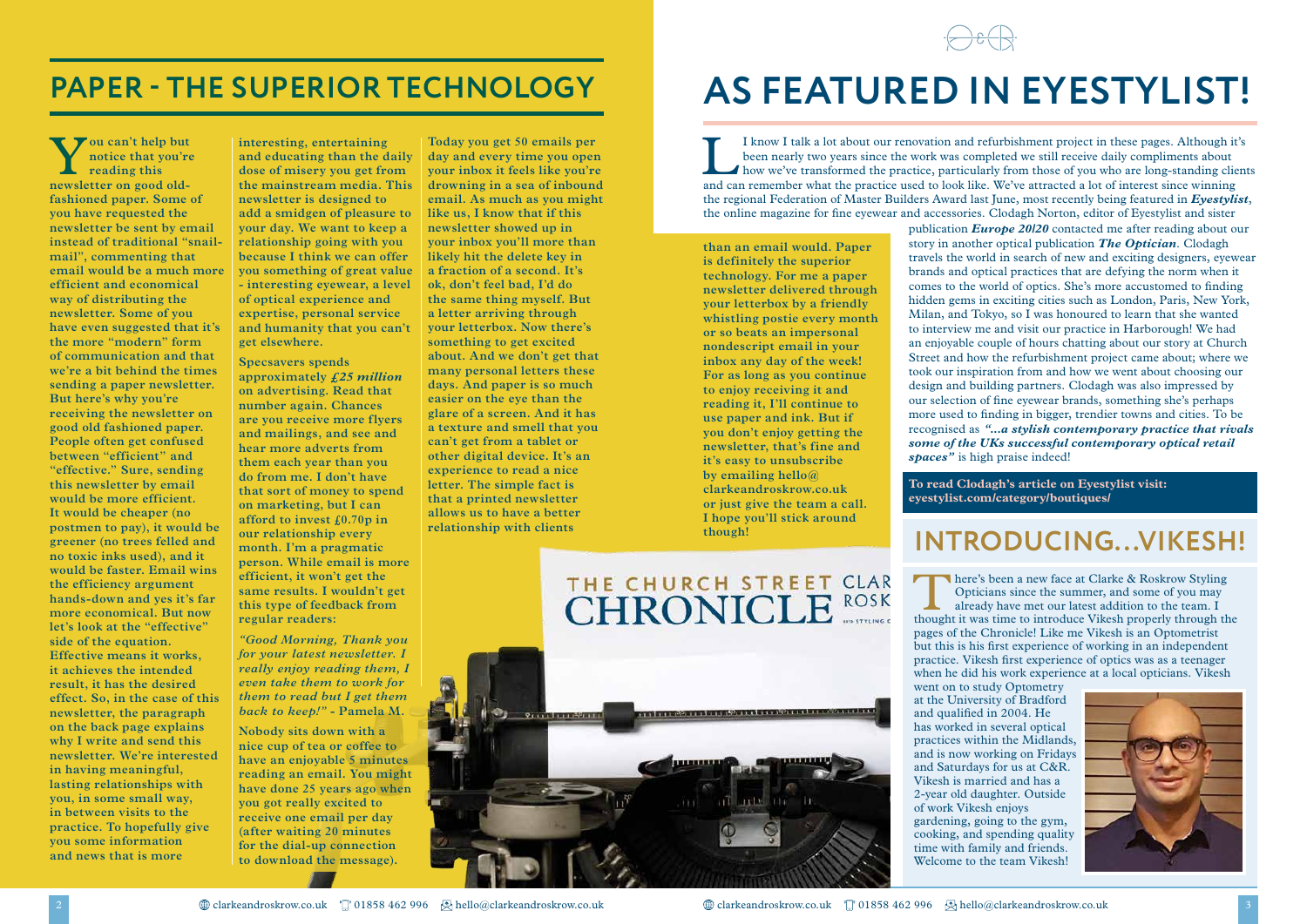## PAPER - THE SUPERIOR TECHNOLOGY

**You can't help but notice that you're reading this newsletter on good old-fashioned paper. Some of you have requested the newsletter be sent by email instead of traditional "snail-mail", commenting that email would be a much more efficient and economical way of distributing the newsletter. Some of you have even suggested that it's the more "modern" form of communication and that we're a bit behind the times sending a paper newsletter. But here's why you're receiving the newsletter on good old fashioned paper. People often get confused between "efficient" and "effective." Sure, sending this newsletter by email would be more efficient. It would be cheaper (no postmen to pay), it would be greener (no trees felled and no toxic inks used), and it would be faster. Email wins the efficiency argument hands-down and yes it's far more economical. But now let's look at the "effective" side of the equation. Effective means it works, it achieves the intended result, it has the desired effect. So, in the case of this newsletter, the paragraph on the back page explains why I write and send this newsletter. We're interested in having meaningful, lasting relationships with you, in some small way, in between visits to the practice. To hopefully give you some information and news that is more interesting, entertaining and educating than the daily dose of misery you get from the mainstream media. This newsletter is designed to add a smidgen of pleasure to your day. We want to keep a relationship going with you because I think we can offer you something of great value - interesting eyewear, a level of optical experience and expertise, personal service and humanity that you can't get elsewhere.**

**Specsavers spends approximately *£25 million* on advertising. Read that number again. Chances are you receive more flyers and mailings, and see and hear more adverts from them each year than you do from me. I don't have that sort of money to spend on marketing, but I can afford to invest £0.70p in our relationship every month. I'm a pragmatic person. While email is more efficient, it won't get the same results. I wouldn't get this type of feedback from regular readers:**

***"Good Morning, Thank you for your latest newsletter. I really enjoy reading them, I even take them to work for them to read but I get them back to keep!"* - Pamela M.**

**Nobody sits down with a nice cup of tea or coffee to have an enjoyable 5 minutes reading an email. You might have done 25 years ago when you got really excited to receive one email per day (after waiting 20 minutes for the dial-up connection to download the message).**

**Today you get 50 emails per day and every time you open your inbox it feels like you're drowning in a sea of inbound email. As much as you might like us, I know that if this newsletter showed up in your inbox you'll more than likely hit the delete key in a fraction of a second. It's ok, don't feel bad, I'd do the same thing myself. But a letter arriving through your letterbox. Now there's something to get excited about. And we don't get that many personal letters these days. And paper is so much easier on the eye than the glare of a screen. And it has a texture and smell that you can't get from a tablet or other digital device. It's an experience to read a nice letter. The simple fact is that a printed newsletter allows us to have a better relationship with clients than an email would. Paper is definitely the superior technology. For me a paper newsletter delivered through your letterbox by a friendly whistling postie every month or so beats an impersonal nondescript email in your inbox any day of the week! For as long as you continue to enjoy receiving it and reading it, I'll continue to use paper and ink. But if you don't enjoy getting the newsletter, that's fine and it's easy to unsubscribe by emailing hello@clarkeandroskrow.co.uk or just give the team a call. I hope you'll stick around though!**

THE CHURCH STREET CHRONICLE

## AS FEATURED IN EYESTYLIST!

I know I talk a lot about our renovation and refurbishment project in these pages. Although it's been nearly two years since the work was completed we still receive daily compliments about how we've transformed the practice, particularly from those of you who are long-standing clients and can remember what the practice used to look like. We've attracted a lot of interest since winning the regional Federation of Master Builders Award last June, most recently being featured in ***Eyestylist***, the online magazine for fine eyewear and accessories. Clodagh Norton, editor of Eyestylist and sister publication ***Europe 20/20*** contacted me after reading about our story in another optical publication ***The Optician***. Clodagh travels the world in search of new and exciting designers, eyewear brands and optical practices that are defying the norm when it comes to the world of optics. She's more accustomed to finding hidden gems in exciting cities such as London, Paris, New York, Milan, and Tokyo, so I was honoured to learn that she wanted to interview me and visit our practice in Harborough! We had an enjoyable couple of hours chatting about our story at Church Street and how the refurbishment project came about; where we took our inspiration from and how we went about choosing our design and building partners. Clodagh was also impressed by our selection of fine eyewear brands, something she's perhaps more used to finding in bigger, trendier towns and cities. To be recognised as ***"...a stylish contemporary practice that rivals some of the UKs successful contemporary optical retail spaces"*** is high praise indeed!

**To read Clodagh's article on Eyestylist visit: eyestylist.com/category/boutiques/**

## INTRODUCING...VIKESH!

There's been a new face at Clarke & Roskrow Styling Opticians since the summer, and some of you may already have met our latest addition to the team. I thought it was time to introduce Vikesh properly through the pages of the Chronicle! Like me Vikesh is an Optometrist but this is his first experience of working in an independent practice. Vikesh first experience of optics was as a teenager when he did his work experience at a local opticians. Vikesh went on to study Optometry at the University of Bradford and qualified in 2004. He has worked in several optical practices within the Midlands, and is now working on Fridays and Saturdays for us at C&R. Vikesh is married and has a 2-year old daughter. Outside of work Vikesh enjoys gardening, going to the gym, cooking, and spending quality time with family and friends. Welcome to the team Vikesh!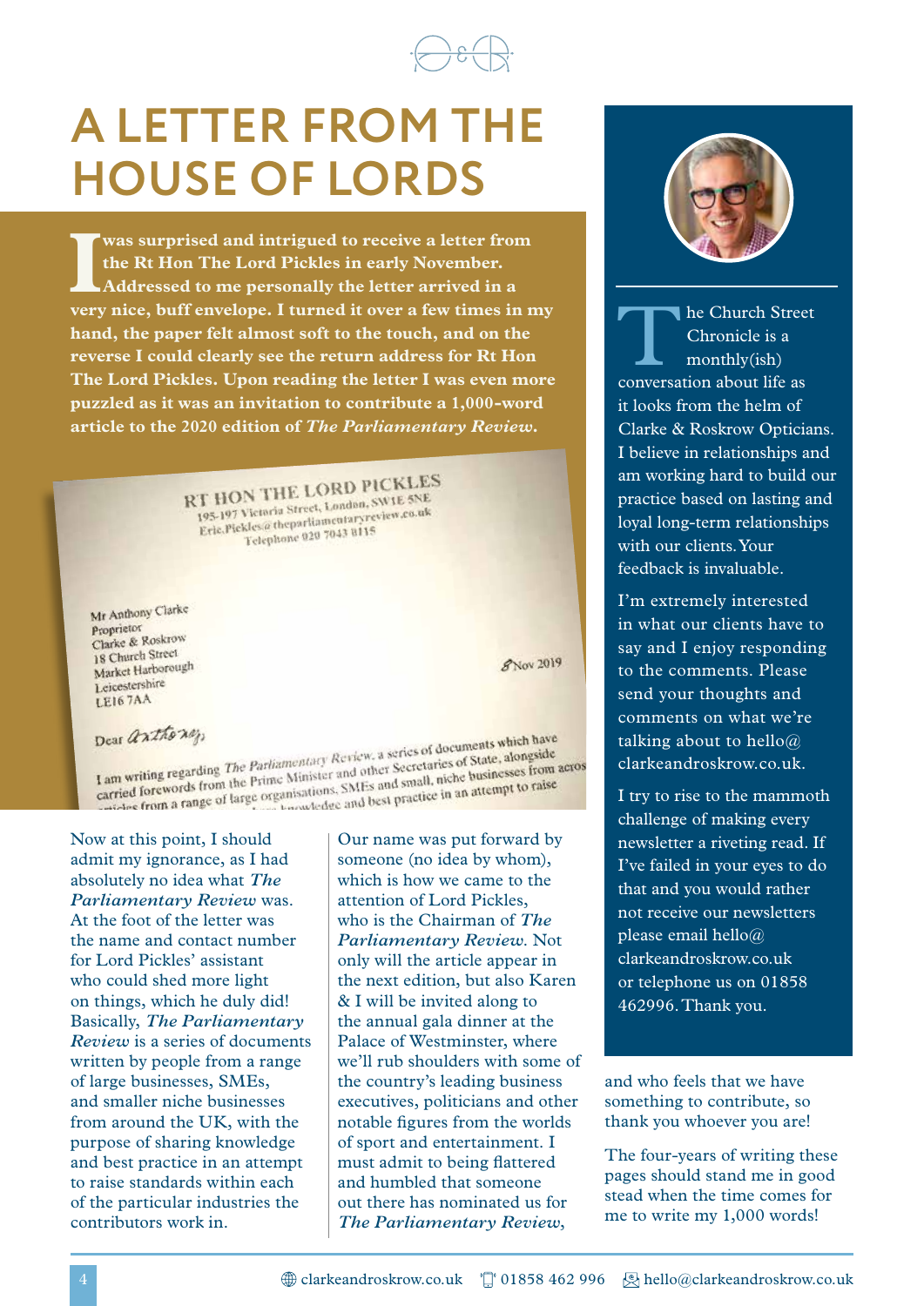# A LETTER FROM THE HOUSE OF LORDS

**I was surprised and intrigued to receive a letter from the Rt Hon The Lord Pickles in early November. Addressed to me personally the letter arrived in a very nice, buff envelope. I turned it over a few times in my hand, the paper felt almost soft to the touch, and on the reverse I could clearly see the return address for Rt Hon The Lord Pickles. Upon reading the letter I was even more puzzled as it was an invitation to contribute a 1,000-word article to the 2020 edition of *The Parliamentary Review*.**

RT HON THE LORD PICKLES
195-197 Victoria Street, London, SW1E 5NE
Eric.Pickles@theparliamentaryreview.co.uk
Telephone 020 7043 8115

Mr Anthony Clarke
Proprietor
Clarke & Roskrow
18 Church Street
Market Harborough
Leicestershire
LE16 7AA

8 Nov 2019

Dear Anthony,

I am writing regarding *The Parliamentary Review*, a series of documents which have carried forewords from the Prime Minister and other Secretaries of State, alongside articles from a range of large organisations, SMEs and small, niche businesses from across ... knowledge and best practice in an attempt to raise

Now at this point, I should admit my ignorance, as I had absolutely no idea what *The Parliamentary Review* was. At the foot of the letter was the name and contact number for Lord Pickles' assistant who could shed more light on things, which he duly did! Basically, *The Parliamentary Review* is a series of documents written by people from a range of large businesses, SMEs, and smaller niche businesses from around the UK, with the purpose of sharing knowledge and best practice in an attempt to raise standards within each of the particular industries the contributors work in.

Our name was put forward by someone (no idea by whom), which is how we came to the attention of Lord Pickles, who is the Chairman of *The Parliamentary Review*. Not only will the article appear in the next edition, but also Karen & I will be invited along to the annual gala dinner at the Palace of Westminster, where we'll rub shoulders with some of the country's leading business executives, politicians and other notable figures from the worlds of sport and entertainment. I must admit to being flattered and humbled that someone out there has nominated us for *The Parliamentary Review*, and who feels that we have something to contribute, so thank you whoever you are!

The four-years of writing these pages should stand me in good stead when the time comes for me to write my 1,000 words!

---

The Church Street Chronicle is a monthly(ish) conversation about life as it looks from the helm of Clarke & Roskrow Opticians. I believe in relationships and am working hard to build our practice based on lasting and loyal long-term relationships with our clients. Your feedback is invaluable.

I'm extremely interested in what our clients have to say and I enjoy responding to the comments. Please send your thoughts and comments on what we're talking about to hello@clarkeandroskrow.co.uk.

I try to rise to the mammoth challenge of making every newsletter a riveting read. If I've failed in your eyes to do that and you would rather not receive our newsletters please email hello@clarkeandroskrow.co.uk or telephone us on 01858 462996. Thank you.